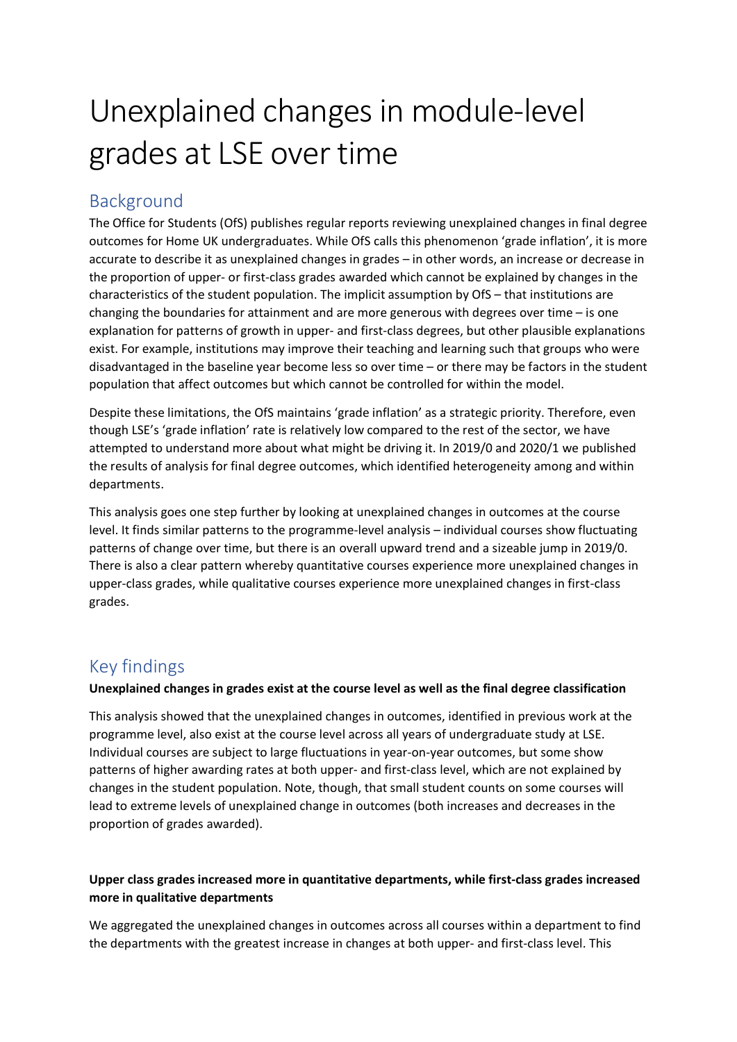# Unexplained changes in module-level grades at LSE over time

## Background

The Office for Students (OfS) publishes regular reports reviewing unexplained changes in final degree outcomes for Home UK undergraduates. While OfS calls this phenomenon 'grade inflation', it is more accurate to describe it as unexplained changes in grades – in other words, an increase or decrease in the proportion of upper- or first-class grades awarded which cannot be explained by changes in the characteristics of the student population. The implicit assumption by OfS – that institutions are changing the boundaries for attainment and are more generous with degrees over time – is one explanation for patterns of growth in upper- and first-class degrees, but other plausible explanations exist. For example, institutions may improve their teaching and learning such that groups who were disadvantaged in the baseline year become less so over time – or there may be factors in the student population that affect outcomes but which cannot be controlled for within the model.

Despite these limitations, the OfS maintains 'grade inflation' as a strategic priority. Therefore, even though LSE's 'grade inflation' rate is relatively low compared to the rest of the sector, we have attempted to understand more about what might be driving it. In 2019/0 and 2020/1 we published the results of analysis for final degree outcomes, which identified heterogeneity among and within departments.

This analysis goes one step further by looking at unexplained changes in outcomes at the course level. It finds similar patterns to the programme-level analysis – individual courses show fluctuating patterns of change over time, but there is an overall upward trend and a sizeable jump in 2019/0. There is also a clear pattern whereby quantitative courses experience more unexplained changes in upper-class grades, while qualitative courses experience more unexplained changes in first-class grades.

## Key findings

**Unexplained changes in grades exist at the course level as well as the final degree classification**

This analysis showed that the unexplained changes in outcomes, identified in previous work at the programme level, also exist at the course level across all years of undergraduate study at LSE. Individual courses are subject to large fluctuations in year-on-year outcomes, but some show patterns of higher awarding rates at both upper- and first-class level, which are not explained by changes in the student population. Note, though, that small student counts on some courses will lead to extreme levels of unexplained change in outcomes (both increases and decreases in the proportion of grades awarded).

**Upper class grades increased more in quantitative departments, while first-class grades increased more in qualitative departments**

We aggregated the unexplained changes in outcomes across all courses within a department to find the departments with the greatest increase in changes at both upper- and first-class level. This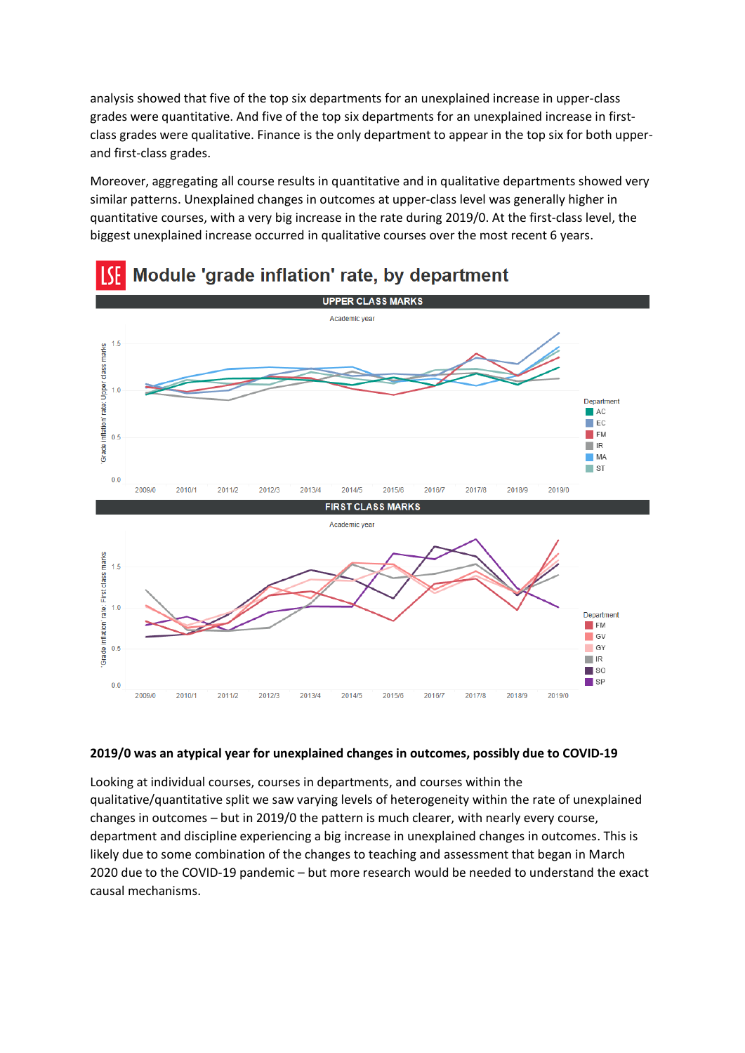analysis showed that five of the top six departments for an unexplained increase in upper-class grades were quantitative. And five of the top six departments for an unexplained increase in first-class grades were qualitative. Finance is the only department to appear in the top six for both upper- and first-class grades.

Moreover, aggregating all course results in quantitative and in qualitative departments showed very similar patterns. Unexplained changes in outcomes at upper-class level was generally higher in quantitative courses, with a very big increase in the rate during 2019/0. At the first-class level, the biggest unexplained increase occurred in qualitative courses over the most recent 6 years.

**Module 'grade inflation' rate, by department**

**2019/0 was an atypical year for unexplained changes in outcomes, possibly due to COVID-19**

Looking at individual courses, courses in departments, and courses within the qualitative/quantitative split we saw varying levels of heterogeneity within the rate of unexplained changes in outcomes – but in 2019/0 the pattern is much clearer, with nearly every course, department and discipline experiencing a big increase in unexplained changes in outcomes. This is likely due to some combination of the changes to teaching and assessment that began in March 2020 due to the COVID-19 pandemic – but more research would be needed to understand the exact causal mechanisms.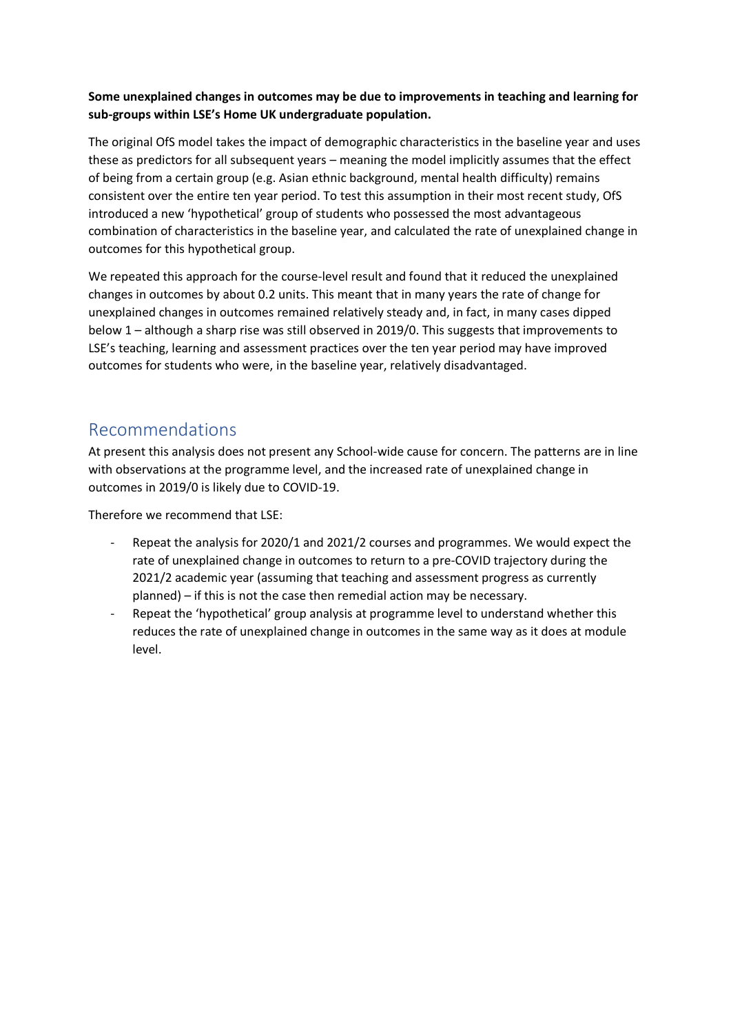**Some unexplained changes in outcomes may be due to improvements in teaching and learning for sub-groups within LSE's Home UK undergraduate population.**

The original OfS model takes the impact of demographic characteristics in the baseline year and uses these as predictors for all subsequent years – meaning the model implicitly assumes that the effect of being from a certain group (e.g. Asian ethnic background, mental health difficulty) remains consistent over the entire ten year period. To test this assumption in their most recent study, OfS introduced a new 'hypothetical' group of students who possessed the most advantageous combination of characteristics in the baseline year, and calculated the rate of unexplained change in outcomes for this hypothetical group.

We repeated this approach for the course-level result and found that it reduced the unexplained changes in outcomes by about 0.2 units. This meant that in many years the rate of change for unexplained changes in outcomes remained relatively steady and, in fact, in many cases dipped below 1 – although a sharp rise was still observed in 2019/0. This suggests that improvements to LSE's teaching, learning and assessment practices over the ten year period may have improved outcomes for students who were, in the baseline year, relatively disadvantaged.

## Recommendations

At present this analysis does not present any School-wide cause for concern. The patterns are in line with observations at the programme level, and the increased rate of unexplained change in outcomes in 2019/0 is likely due to COVID-19.

Therefore we recommend that LSE:

- Repeat the analysis for 2020/1 and 2021/2 courses and programmes. We would expect the rate of unexplained change in outcomes to return to a pre-COVID trajectory during the 2021/2 academic year (assuming that teaching and assessment progress as currently planned) – if this is not the case then remedial action may be necessary.
- Repeat the 'hypothetical' group analysis at programme level to understand whether this reduces the rate of unexplained change in outcomes in the same way as it does at module level.